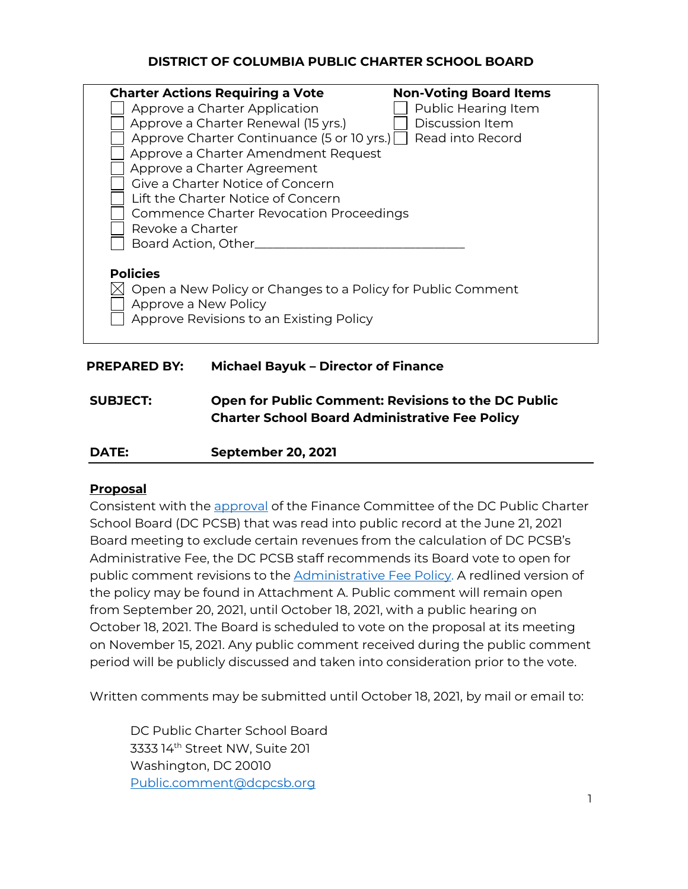# DISTRICT OF COLUMBIA PUBLIC CHARTER SCHOOL BOARD

**Charter Actions Requiring a Vote**

- ☐ Approve a Charter Application
- ☐ Approve a Charter Renewal (15 yrs.)
- ☐ Approve Charter Continuance (5 or 10 yrs.)
- ☐ Approve a Charter Amendment Request
- ☐ Approve a Charter Agreement
- ☐ Give a Charter Notice of Concern
- ☐ Lift the Charter Notice of Concern
- ☐ Commence Charter Revocation Proceedings
- ☐ Revoke a Charter
- ☐ Board Action, Other________________________________

**Non-Voting Board Items**

- ☐ Public Hearing Item
- ☐ Discussion Item
- ☐ Read into Record

**Policies**

- ☒ Open a New Policy or Changes to a Policy for Public Comment
- ☐ Approve a New Policy
- ☐ Approve Revisions to an Existing Policy

**PREPARED BY:** **Michael Bayuk – Director of Finance**

**SUBJECT:** **Open for Public Comment: Revisions to the DC Public Charter School Board Administrative Fee Policy**

**DATE:** **September 20, 2021**

## Proposal

Consistent with the approval of the Finance Committee of the DC Public Charter School Board (DC PCSB) that was read into public record at the June 21, 2021 Board meeting to exclude certain revenues from the calculation of DC PCSB's Administrative Fee, the DC PCSB staff recommends its Board vote to open for public comment revisions to the Administrative Fee Policy. A redlined version of the policy may be found in Attachment A. Public comment will remain open from September 20, 2021, until October 18, 2021, with a public hearing on October 18, 2021. The Board is scheduled to vote on the proposal at its meeting on November 15, 2021. Any public comment received during the public comment period will be publicly discussed and taken into consideration prior to the vote.

Written comments may be submitted until October 18, 2021, by mail or email to:

DC Public Charter School Board
3333 14th Street NW, Suite 201
Washington, DC 20010
Public.comment@dcpcsb.org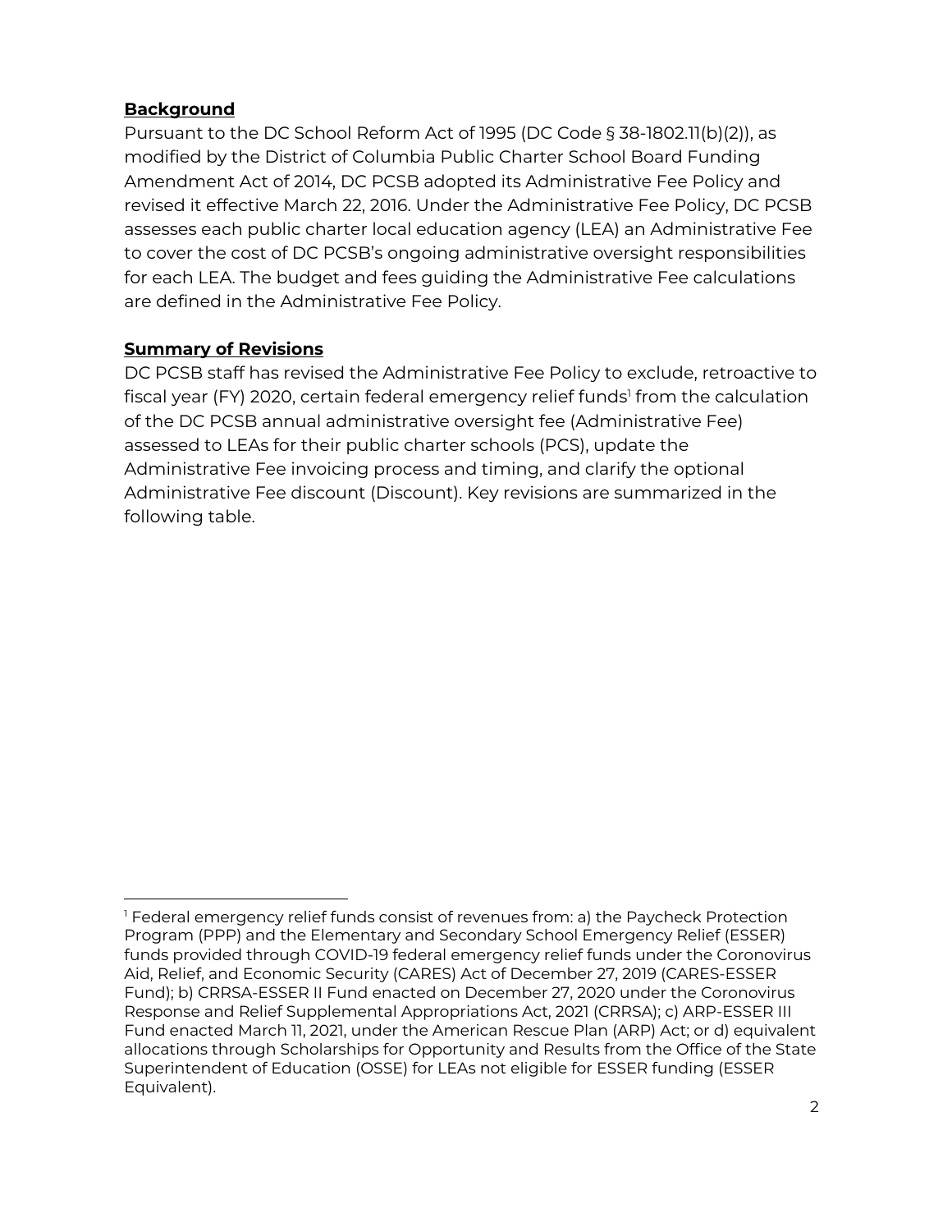**Background**

Pursuant to the DC School Reform Act of 1995 (DC Code § 38-1802.11(b)(2)), as modified by the District of Columbia Public Charter School Board Funding Amendment Act of 2014, DC PCSB adopted its Administrative Fee Policy and revised it effective March 22, 2016. Under the Administrative Fee Policy, DC PCSB assesses each public charter local education agency (LEA) an Administrative Fee to cover the cost of DC PCSB's ongoing administrative oversight responsibilities for each LEA. The budget and fees guiding the Administrative Fee calculations are defined in the Administrative Fee Policy.

**Summary of Revisions**

DC PCSB staff has revised the Administrative Fee Policy to exclude, retroactive to fiscal year (FY) 2020, certain federal emergency relief funds[1] from the calculation of the DC PCSB annual administrative oversight fee (Administrative Fee) assessed to LEAs for their public charter schools (PCS), update the Administrative Fee invoicing process and timing, and clarify the optional Administrative Fee discount (Discount). Key revisions are summarized in the following table.

[1] Federal emergency relief funds consist of revenues from: a) the Paycheck Protection Program (PPP) and the Elementary and Secondary School Emergency Relief (ESSER) funds provided through COVID-19 federal emergency relief funds under the Coronovirus Aid, Relief, and Economic Security (CARES) Act of December 27, 2019 (CARES-ESSER Fund); b) CRRSA-ESSER II Fund enacted on December 27, 2020 under the Coronovirus Response and Relief Supplemental Appropriations Act, 2021 (CRRSA); c) ARP-ESSER III Fund enacted March 11, 2021, under the American Rescue Plan (ARP) Act; or d) equivalent allocations through Scholarships for Opportunity and Results from the Office of the State Superintendent of Education (OSSE) for LEAs not eligible for ESSER funding (ESSER Equivalent).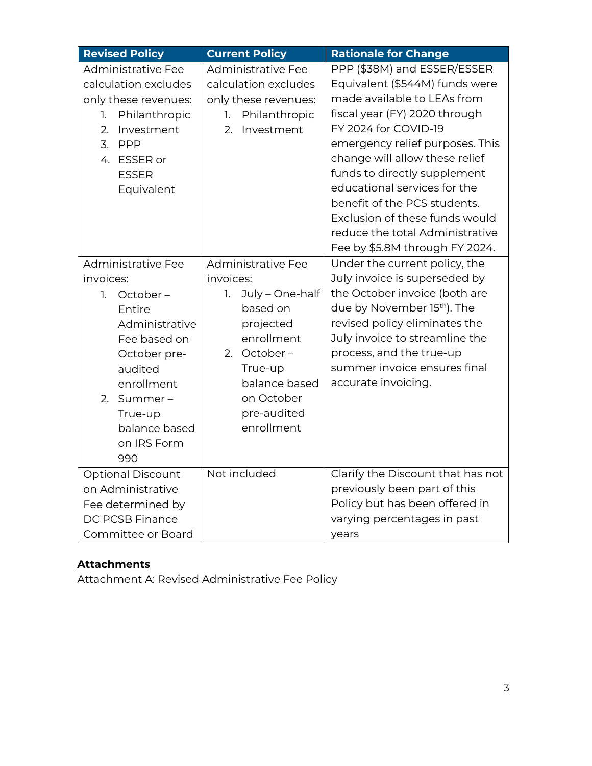| Revised Policy | Current Policy | Rationale for Change |
|---|---|---|
| Administrative Fee calculation excludes only these revenues: 1. Philanthropic 2. Investment 3. PPP 4. ESSER or ESSER Equivalent | Administrative Fee calculation excludes only these revenues: 1. Philanthropic 2. Investment | PPP ($38M) and ESSER/ESSER Equivalent ($544M) funds were made available to LEAs from fiscal year (FY) 2020 through FY 2024 for COVID-19 emergency relief purposes. This change will allow these relief funds to directly supplement educational services for the benefit of the PCS students. Exclusion of these funds would reduce the total Administrative Fee by $5.8M through FY 2024. |
| Administrative Fee invoices: 1. October – Entire Administrative Fee based on October pre-audited enrollment 2. Summer – True-up balance based on IRS Form 990 | Administrative Fee invoices: 1. July – One-half based on projected enrollment 2. October – True-up balance based on October pre-audited enrollment | Under the current policy, the July invoice is superseded by the October invoice (both are due by November 15th). The revised policy eliminates the July invoice to streamline the process, and the true-up summer invoice ensures final accurate invoicing. |
| Optional Discount on Administrative Fee determined by DC PCSB Finance Committee or Board | Not included | Clarify the Discount that has not previously been part of this Policy but has been offered in varying percentages in past years |

## Attachments

Attachment A: Revised Administrative Fee Policy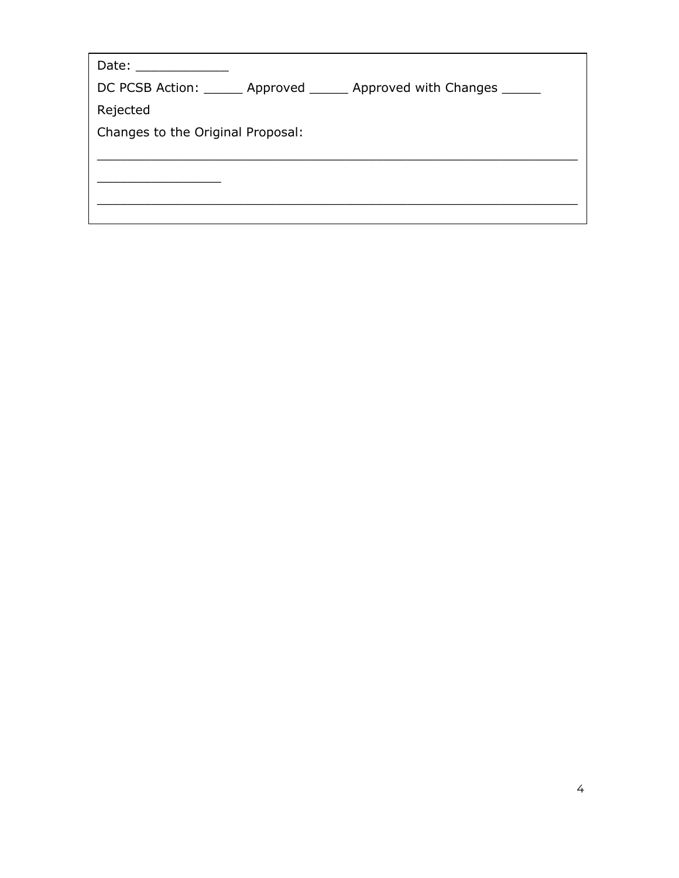Date: ____________

DC PCSB Action: _____ Approved _____ Approved with Changes _____ Rejected

Changes to the Original Proposal:

_________________________________________________________________
_________________

_________________________________________________________________